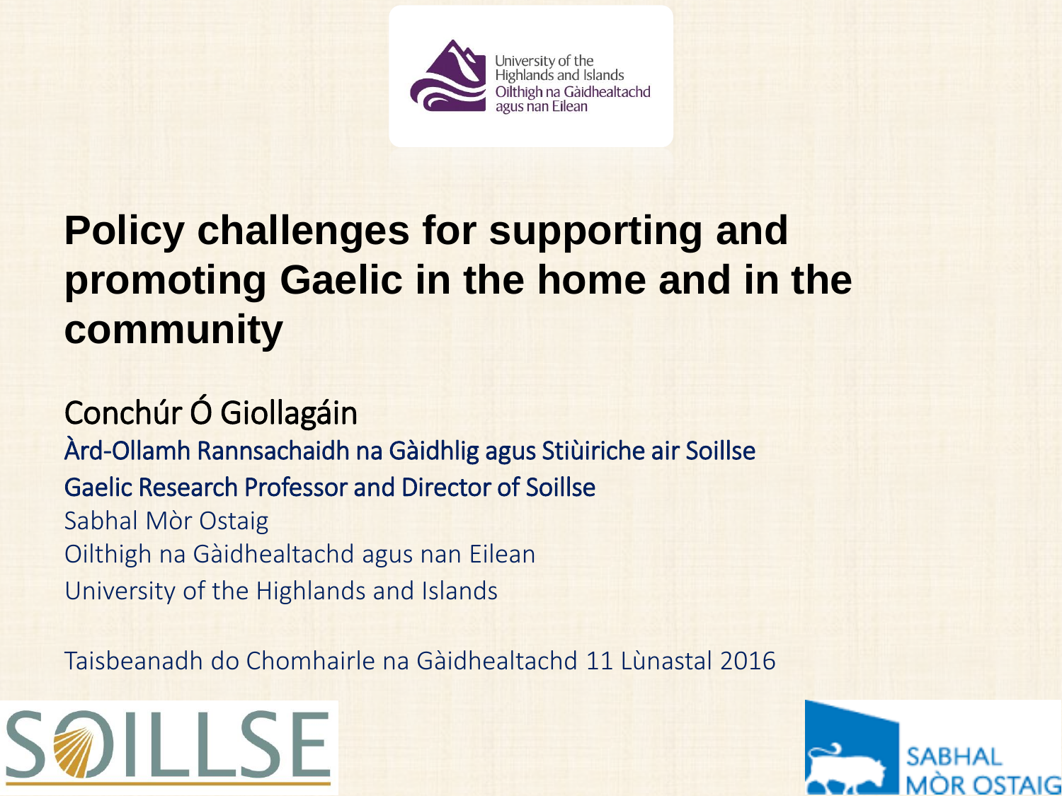University of the Highlands and Islands
Oilthigh na Gàidhealtachd agus nan Eilean

# Policy challenges for supporting and promoting Gaelic in the home and in the community

Conchúr Ó Giollagáin

Àrd-Ollamh Rannsachaidh na Gàidhlig agus Stiùiriche air Soillse

Gaelic Research Professor and Director of Soillse

Sabhal Mòr Ostaig

Oilthigh na Gàidhealtachd agus nan Eilean

University of the Highlands and Islands

Taisbeanadh do Chomhairle na Gàidhealtachd 11 Lùnastal 2016

SOILLSE

SABHAL MÒR OSTAIG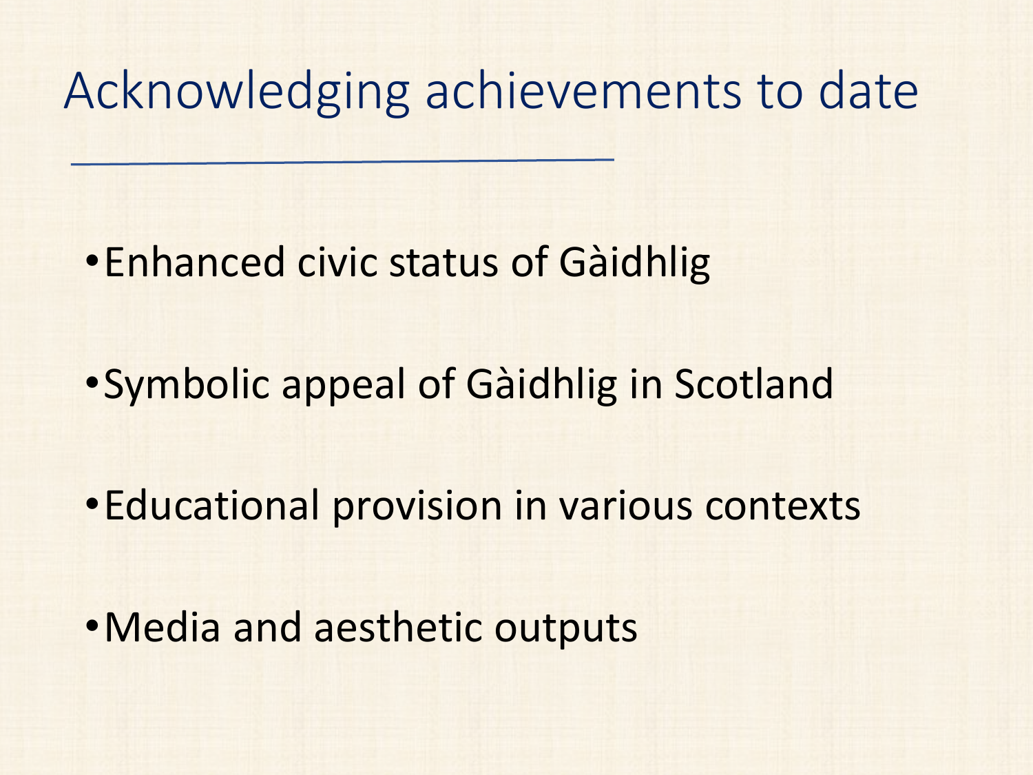# Acknowledging achievements to date

- Enhanced civic status of Gàidhlig
- Symbolic appeal of Gàidhlig in Scotland
- Educational provision in various contexts
- Media and aesthetic outputs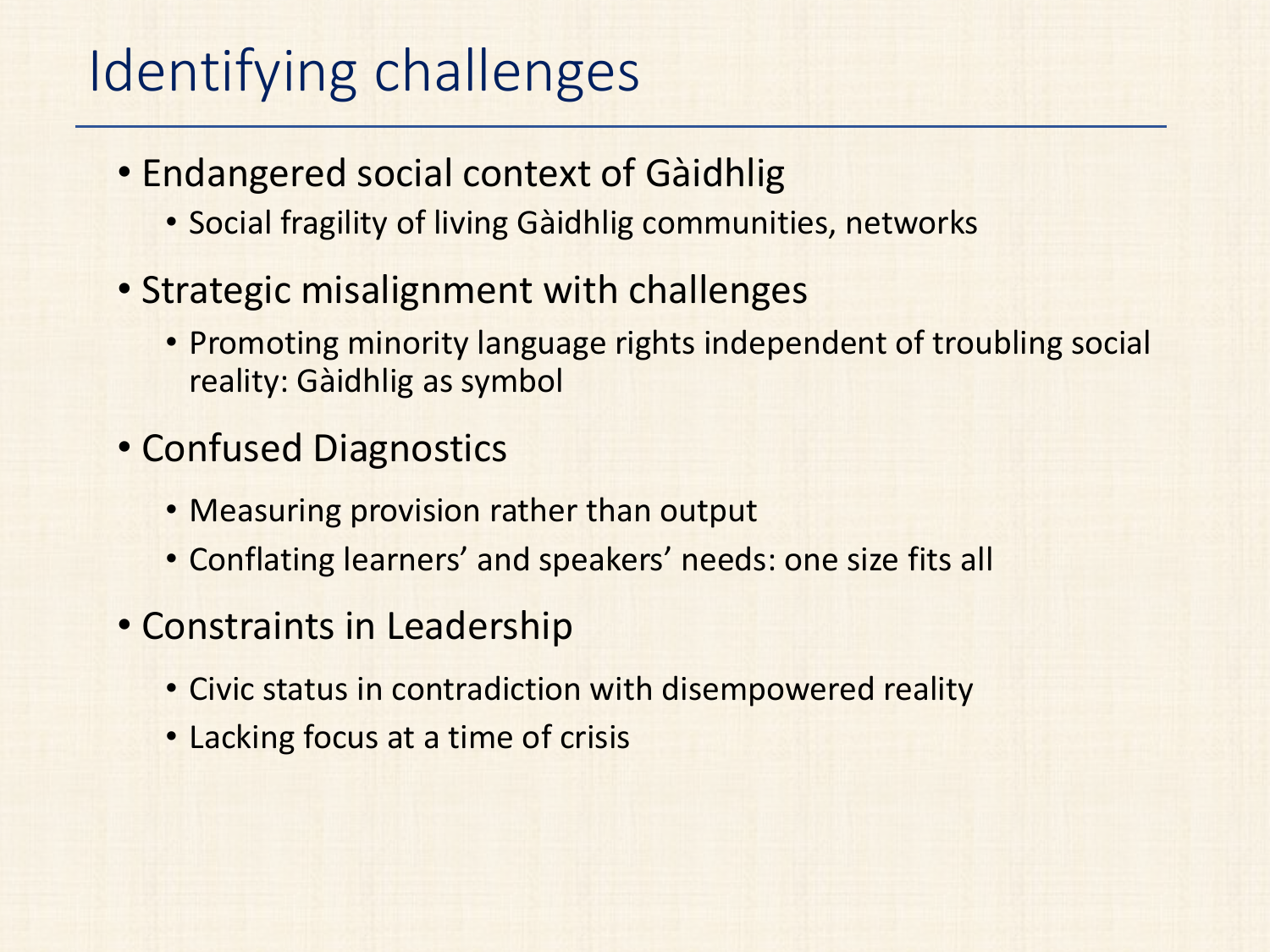# Identifying challenges

- Endangered social context of Gàidhlig
  - Social fragility of living Gàidhlig communities, networks
- Strategic misalignment with challenges
  - Promoting minority language rights independent of troubling social reality: Gàidhlig as symbol
- Confused Diagnostics
  - Measuring provision rather than output
  - Conflating learners' and speakers' needs: one size fits all
- Constraints in Leadership
  - Civic status in contradiction with disempowered reality
  - Lacking focus at a time of crisis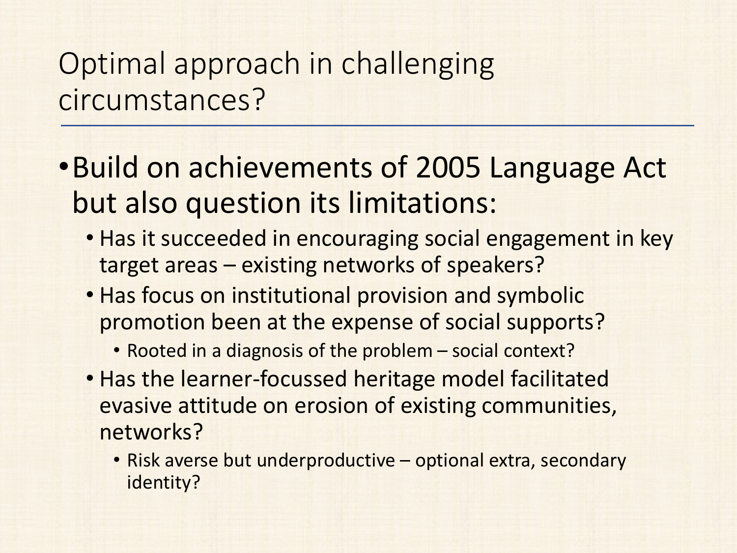# Optimal approach in challenging circumstances?

- Build on achievements of 2005 Language Act but also question its limitations:
  - Has it succeeded in encouraging social engagement in key target areas – existing networks of speakers?
  - Has focus on institutional provision and symbolic promotion been at the expense of social supports?
    - Rooted in a diagnosis of the problem – social context?
  - Has the learner-focussed heritage model facilitated evasive attitude on erosion of existing communities, networks?
    - Risk averse but underproductive – optional extra, secondary identity?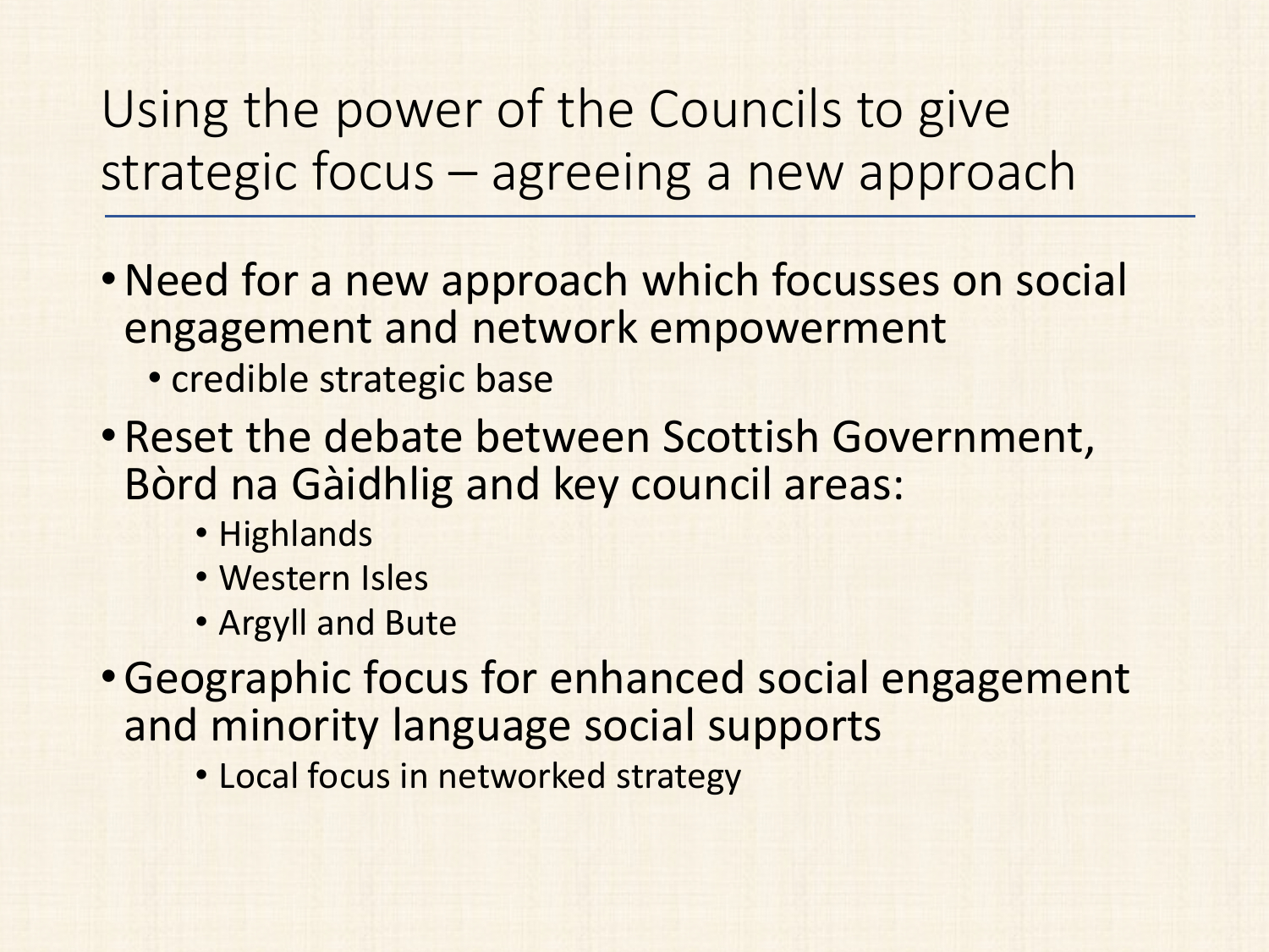# Using the power of the Councils to give strategic focus – agreeing a new approach

- Need for a new approach which focusses on social engagement and network empowerment
  - credible strategic base
- Reset the debate between Scottish Government, Bòrd na Gàidhlig and key council areas:
  - Highlands
  - Western Isles
  - Argyll and Bute
- Geographic focus for enhanced social engagement and minority language social supports
  - Local focus in networked strategy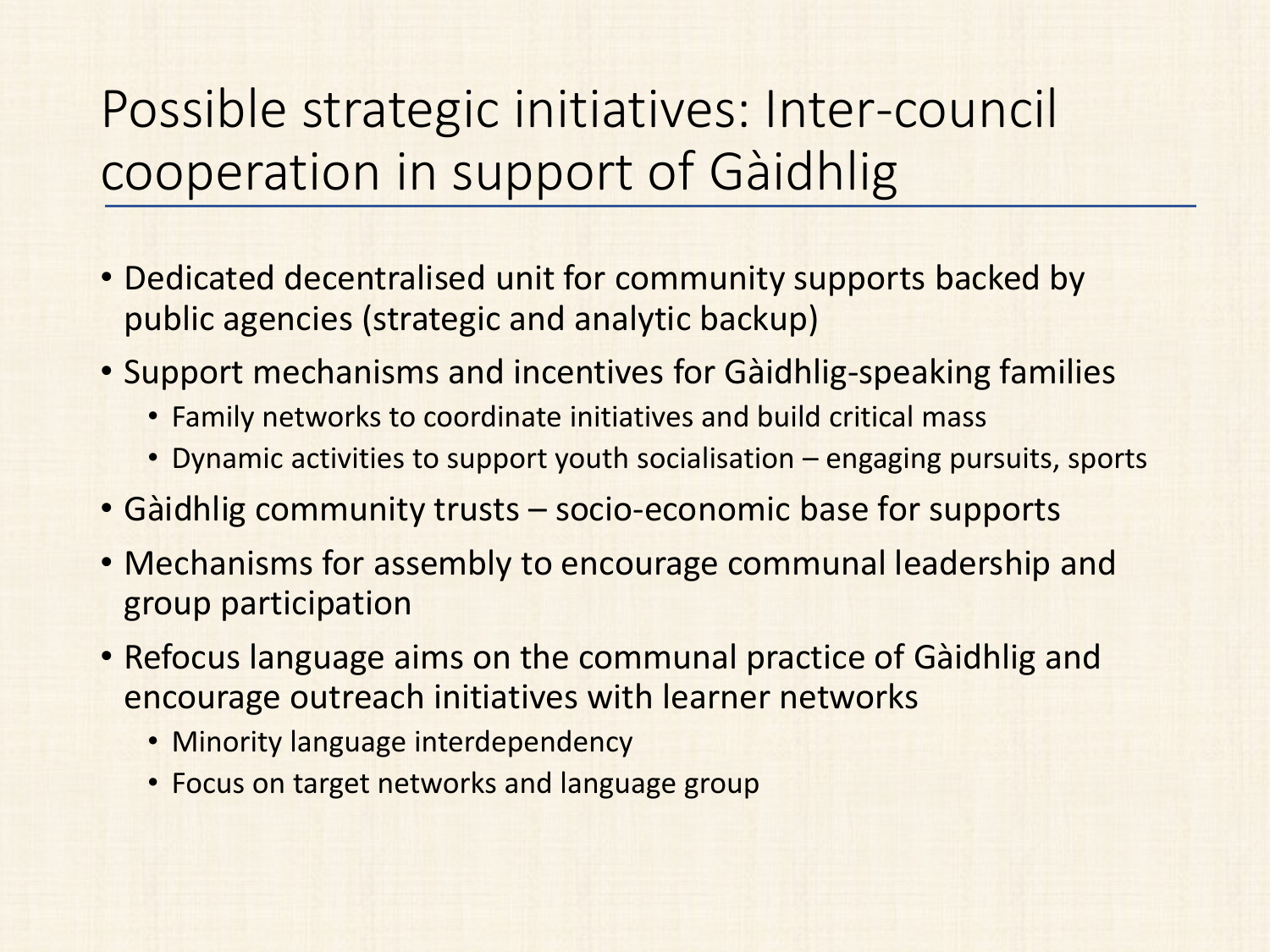# Possible strategic initiatives: Inter-council cooperation in support of Gàidhlig

- Dedicated decentralised unit for community supports backed by public agencies (strategic and analytic backup)
- Support mechanisms and incentives for Gàidhlig-speaking families
  - Family networks to coordinate initiatives and build critical mass
  - Dynamic activities to support youth socialisation – engaging pursuits, sports
- Gàidhlig community trusts – socio-economic base for supports
- Mechanisms for assembly to encourage communal leadership and group participation
- Refocus language aims on the communal practice of Gàidhlig and encourage outreach initiatives with learner networks
  - Minority language interdependency
  - Focus on target networks and language group